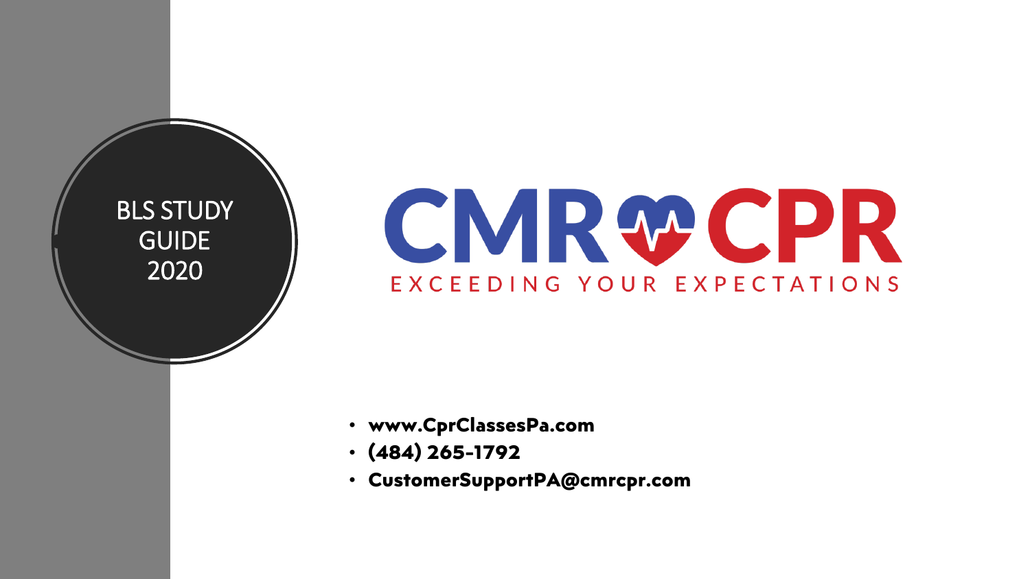# BLS STUDY GUIDE 2020

CMR CPR

EXCEEDING YOUR EXPECTATIONS

- **www.CprClassesPa.com**
- **(484) 265-1792**
- **CustomerSupportPA@cmrcpr.com**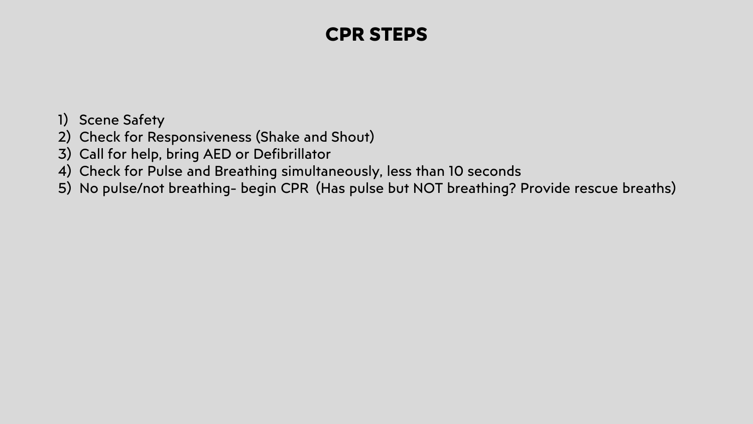# CPR STEPS

1) Scene Safety
2) Check for Responsiveness (Shake and Shout)
3) Call for help, bring AED or Defibrillator
4) Check for Pulse and Breathing simultaneously, less than 10 seconds
5) No pulse/not breathing- begin CPR (Has pulse but NOT breathing? Provide rescue breaths)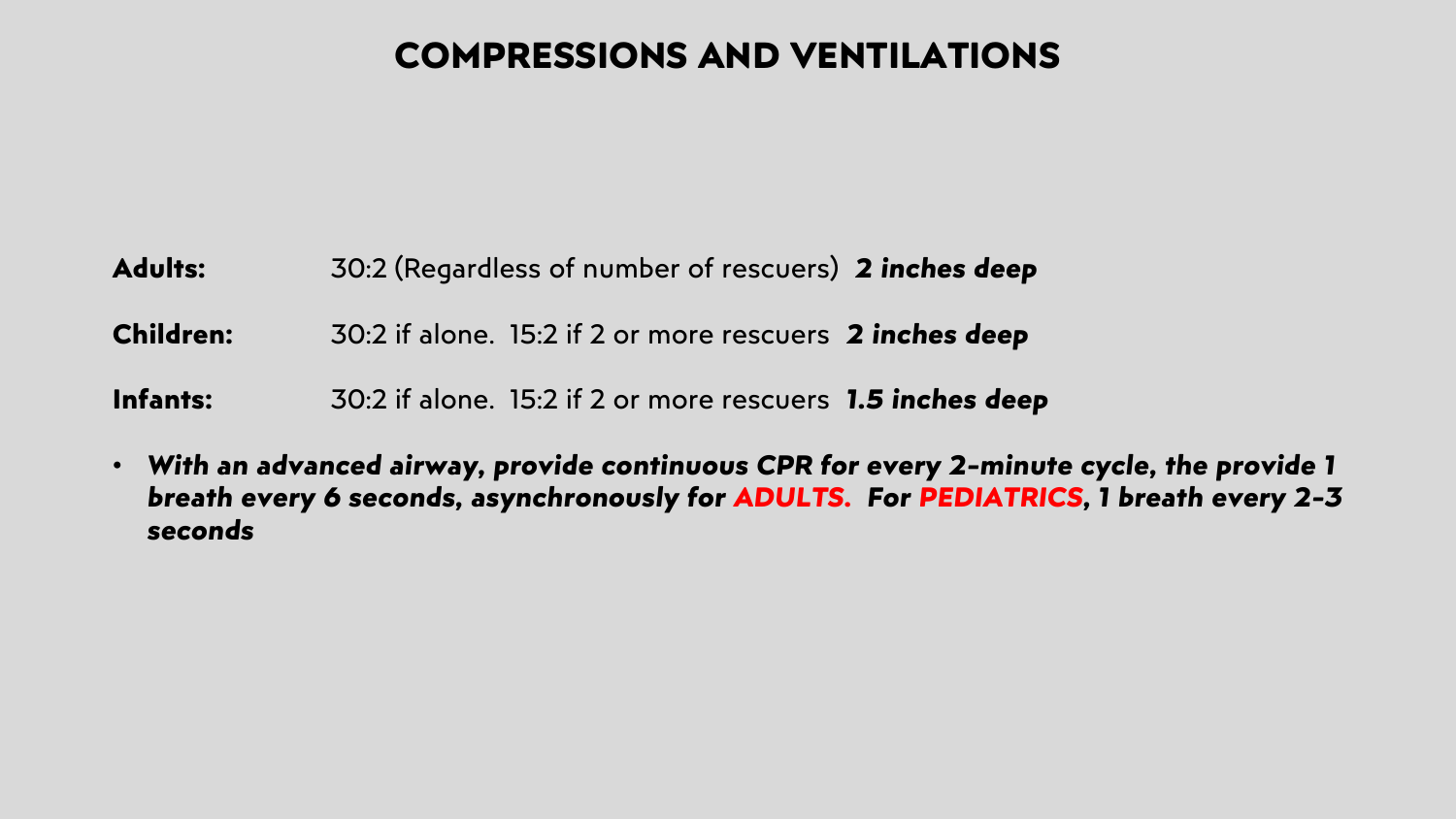# COMPRESSIONS AND VENTILATIONS

**Adults:** 30:2 (Regardless of number of rescuers) ***2 inches deep***

**Children:** 30:2 if alone. 15:2 if 2 or more rescuers ***2 inches deep***

**Infants:** 30:2 if alone. 15:2 if 2 or more rescuers ***1.5 inches deep***

- ***With an advanced airway, provide continuous CPR for every 2-minute cycle, the provide 1 breath every 6 seconds, asynchronously for ADULTS. For PEDIATRICS, 1 breath every 2-3 seconds***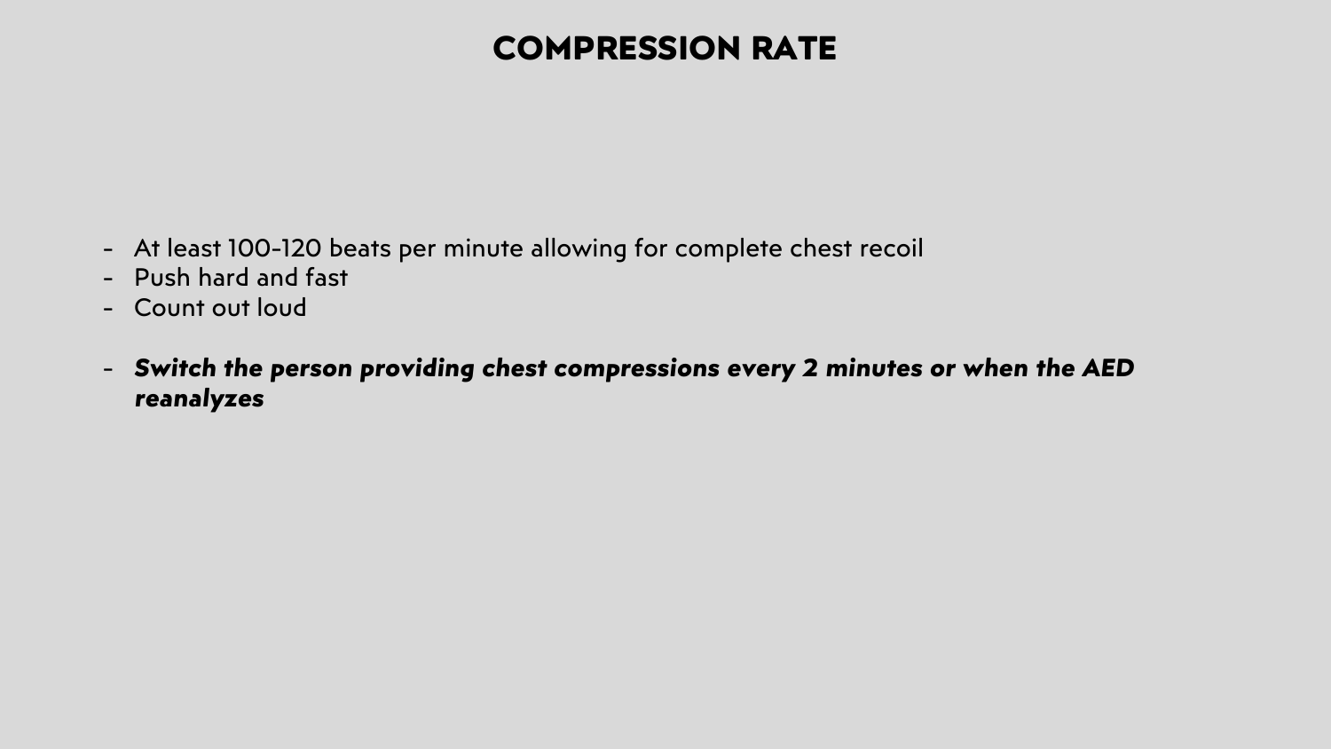# COMPRESSION RATE

- At least 100-120 beats per minute allowing for complete chest recoil
- Push hard and fast
- Count out loud

- ***Switch the person providing chest compressions every 2 minutes or when the AED reanalyzes***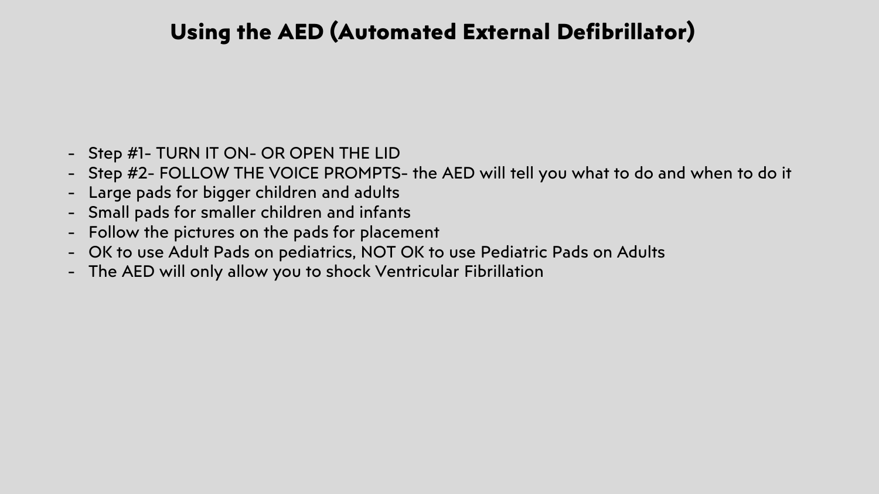# Using the AED (Automated External Defibrillator)

- Step #1- TURN IT ON- OR OPEN THE LID
- Step #2- FOLLOW THE VOICE PROMPTS- the AED will tell you what to do and when to do it
- Large pads for bigger children and adults
- Small pads for smaller children and infants
- Follow the pictures on the pads for placement
- OK to use Adult Pads on pediatrics, NOT OK to use Pediatric Pads on Adults
- The AED will only allow you to shock Ventricular Fibrillation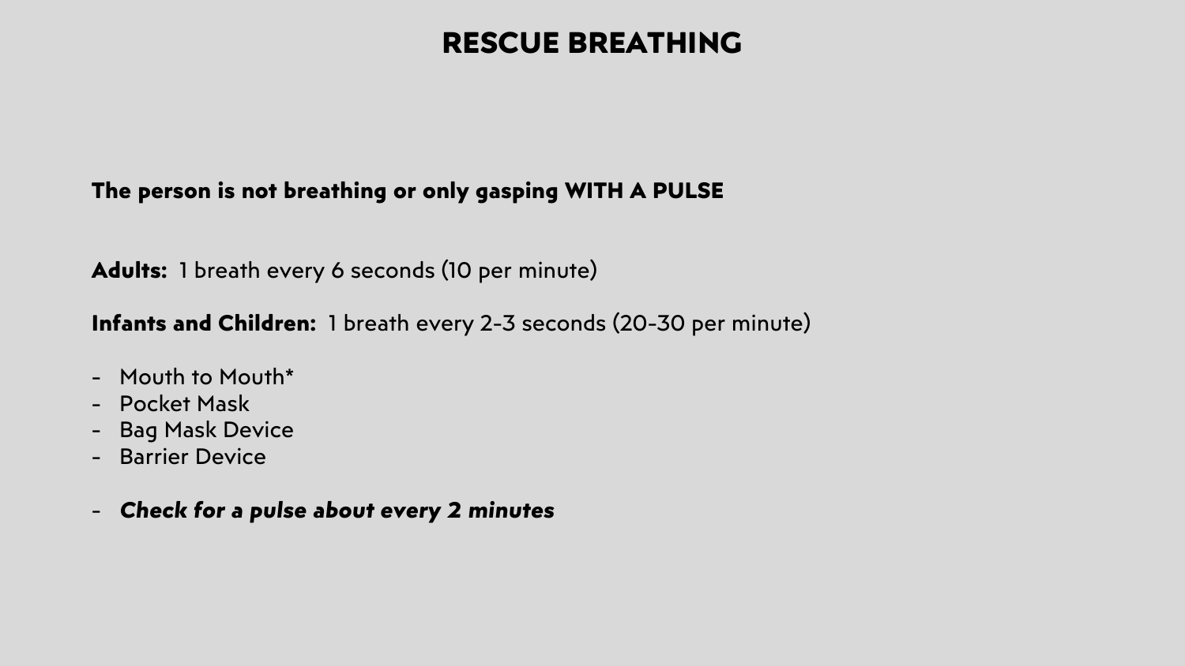# RESCUE BREATHING

**The person is not breathing or only gasping WITH A PULSE**

**Adults:** 1 breath every 6 seconds (10 per minute)

**Infants and Children:** 1 breath every 2-3 seconds (20-30 per minute)

- Mouth to Mouth*
- Pocket Mask
- Bag Mask Device
- Barrier Device

- ***Check for a pulse about every 2 minutes***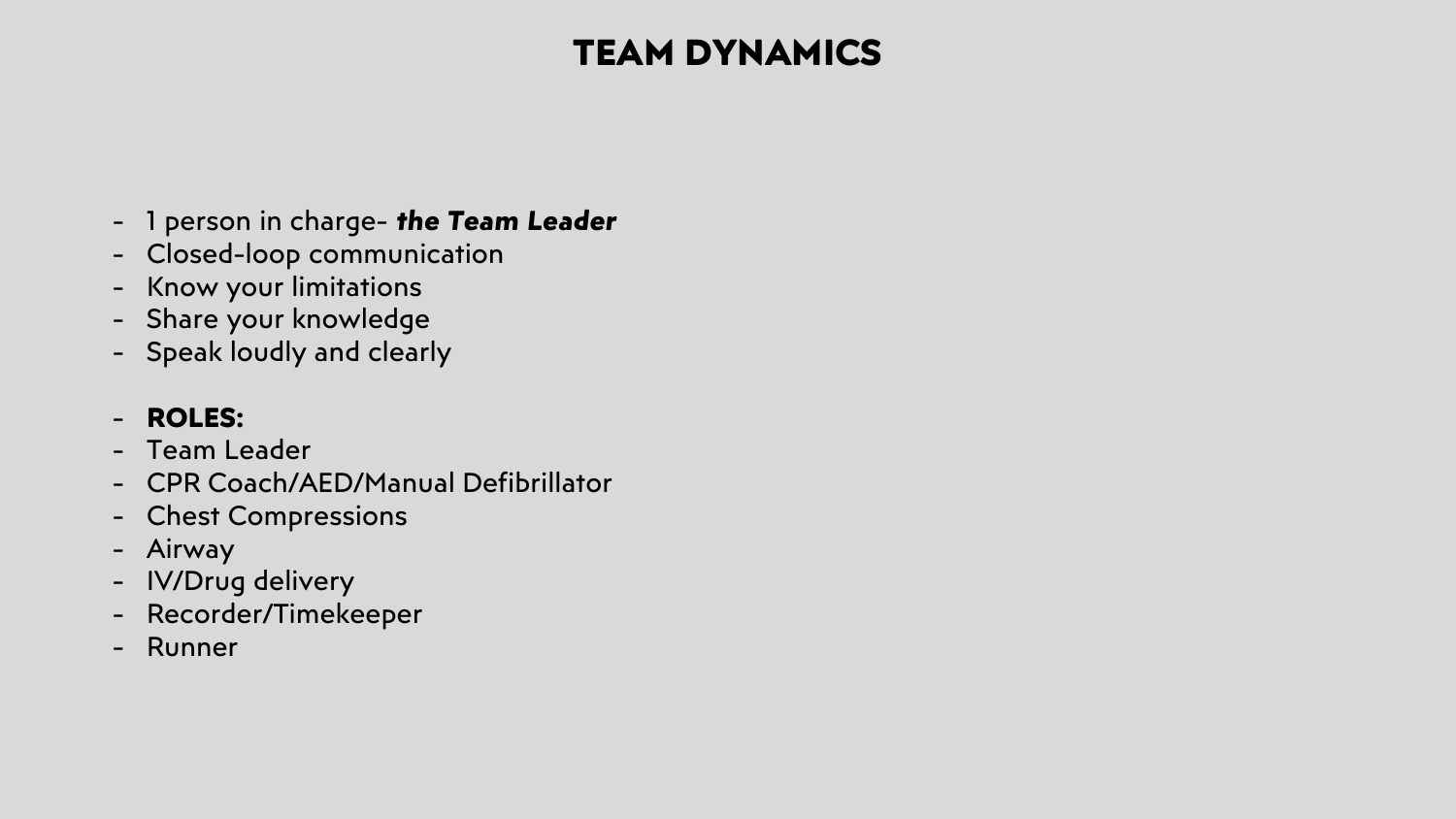# TEAM DYNAMICS

- 1 person in charge- ***the Team Leader***
- Closed-loop communication
- Know your limitations
- Share your knowledge
- Speak loudly and clearly

- **ROLES:**
- Team Leader
- CPR Coach/AED/Manual Defibrillator
- Chest Compressions
- Airway
- IV/Drug delivery
- Recorder/Timekeeper
- Runner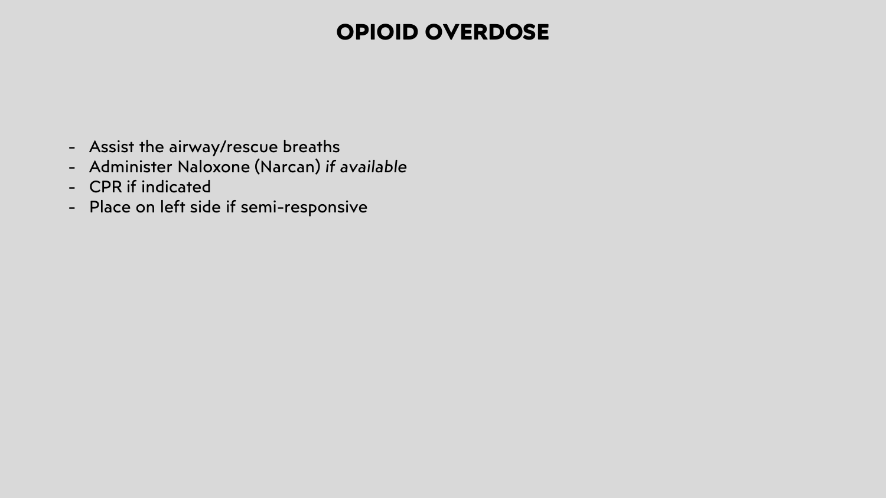# OPIOID OVERDOSE

- Assist the airway/rescue breaths
- Administer Naloxone (Narcan) *if available*
- CPR if indicated
- Place on left side if semi-responsive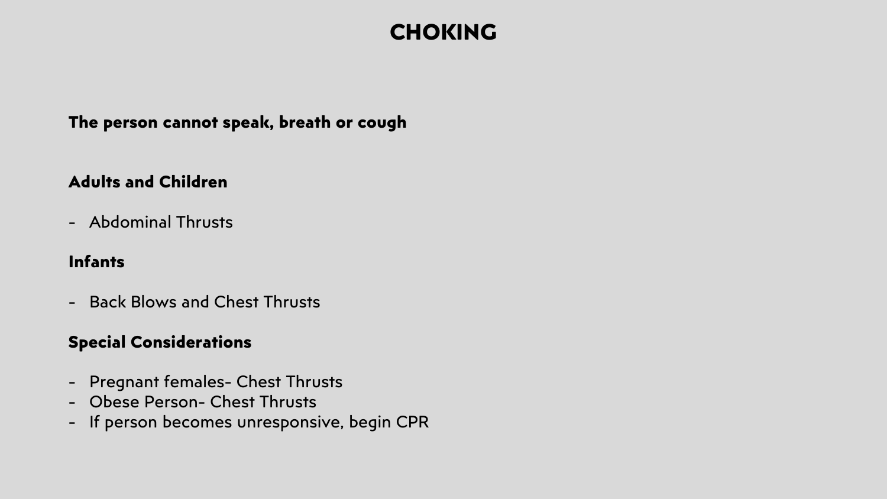# CHOKING

**The person cannot speak, breath or cough**

**Adults and Children**

- Abdominal Thrusts

**Infants**

- Back Blows and Chest Thrusts

**Special Considerations**

- Pregnant females- Chest Thrusts
- Obese Person- Chest Thrusts
- If person becomes unresponsive, begin CPR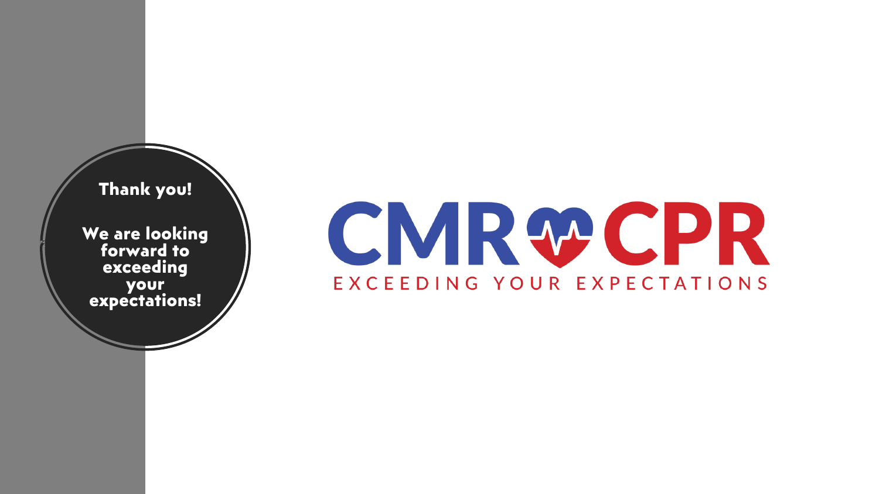**Thank you!**

**We are looking forward to exceeding your expectations!**

CMR CPR

EXCEEDING YOUR EXPECTATIONS